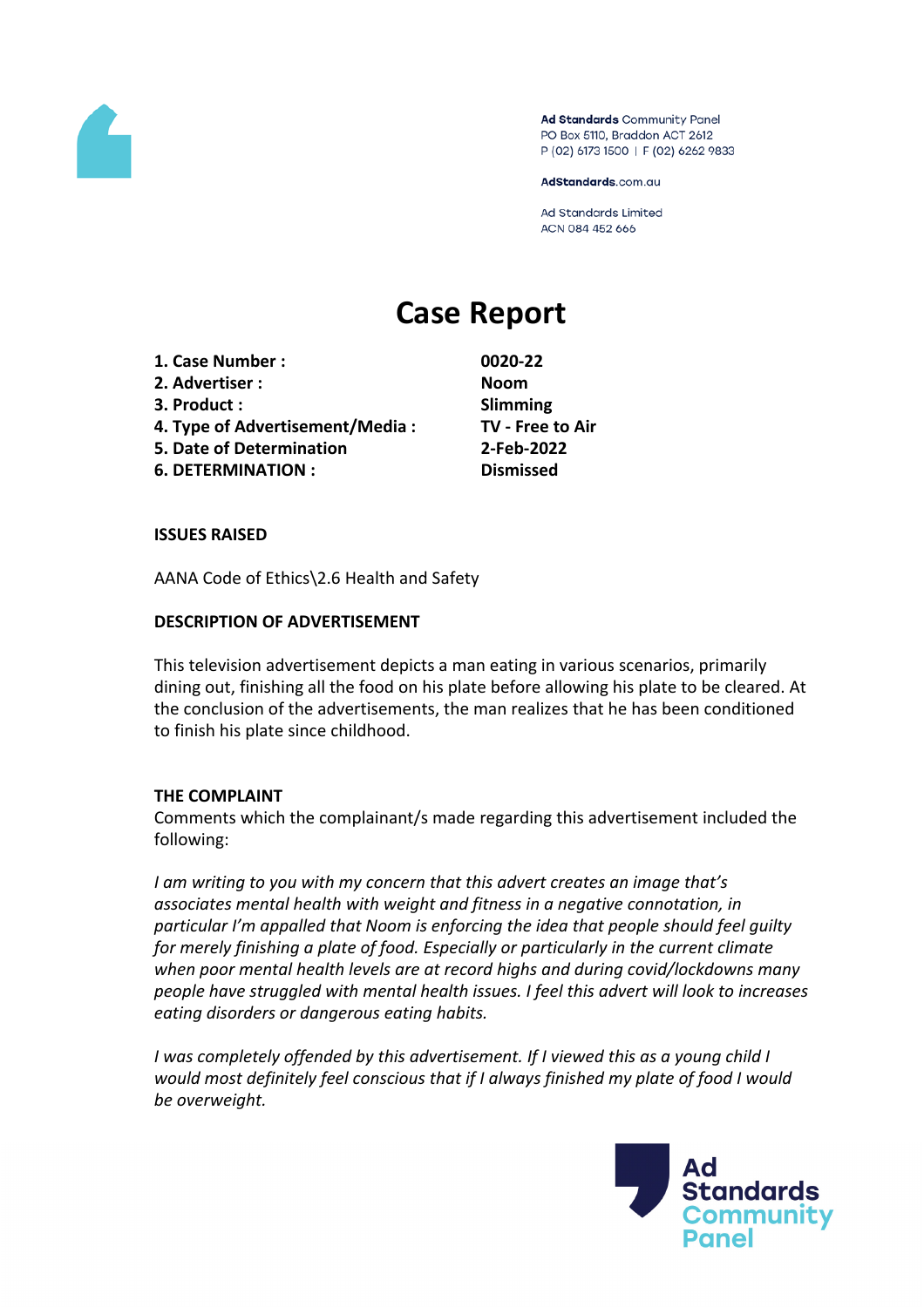Ad Standards Community Panel
PO Box 5110, Braddon ACT 2612
P (02) 6173 1500 | F (02) 6262 9833

AdStandards.com.au

Ad Standards Limited
ACN 084 452 666

# Case Report

| | |
|---|---|
| **1. Case Number :** | **0020-22** |
| **2. Advertiser :** | **Noom** |
| **3. Product :** | **Slimming** |
| **4. Type of Advertisement/Media :** | **TV - Free to Air** |
| **5. Date of Determination** | **2-Feb-2022** |
| **6. DETERMINATION :** | **Dismissed** |

**ISSUES RAISED**

AANA Code of Ethics\2.6 Health and Safety

**DESCRIPTION OF ADVERTISEMENT**

This television advertisement depicts a man eating in various scenarios, primarily dining out, finishing all the food on his plate before allowing his plate to be cleared. At the conclusion of the advertisements, the man realizes that he has been conditioned to finish his plate since childhood.

**THE COMPLAINT**

Comments which the complainant/s made regarding this advertisement included the following:

*I am writing to you with my concern that this advert creates an image that's associates mental health with weight and fitness in a negative connotation, in particular I'm appalled that Noom is enforcing the idea that people should feel guilty for merely finishing a plate of food. Especially or particularly in the current climate when poor mental health levels are at record highs and during covid/lockdowns many people have struggled with mental health issues. I feel this advert will look to increases eating disorders or dangerous eating habits.*

*I was completely offended by this advertisement. If I viewed this as a young child I would most definitely feel conscious that if I always finished my plate of food I would be overweight.*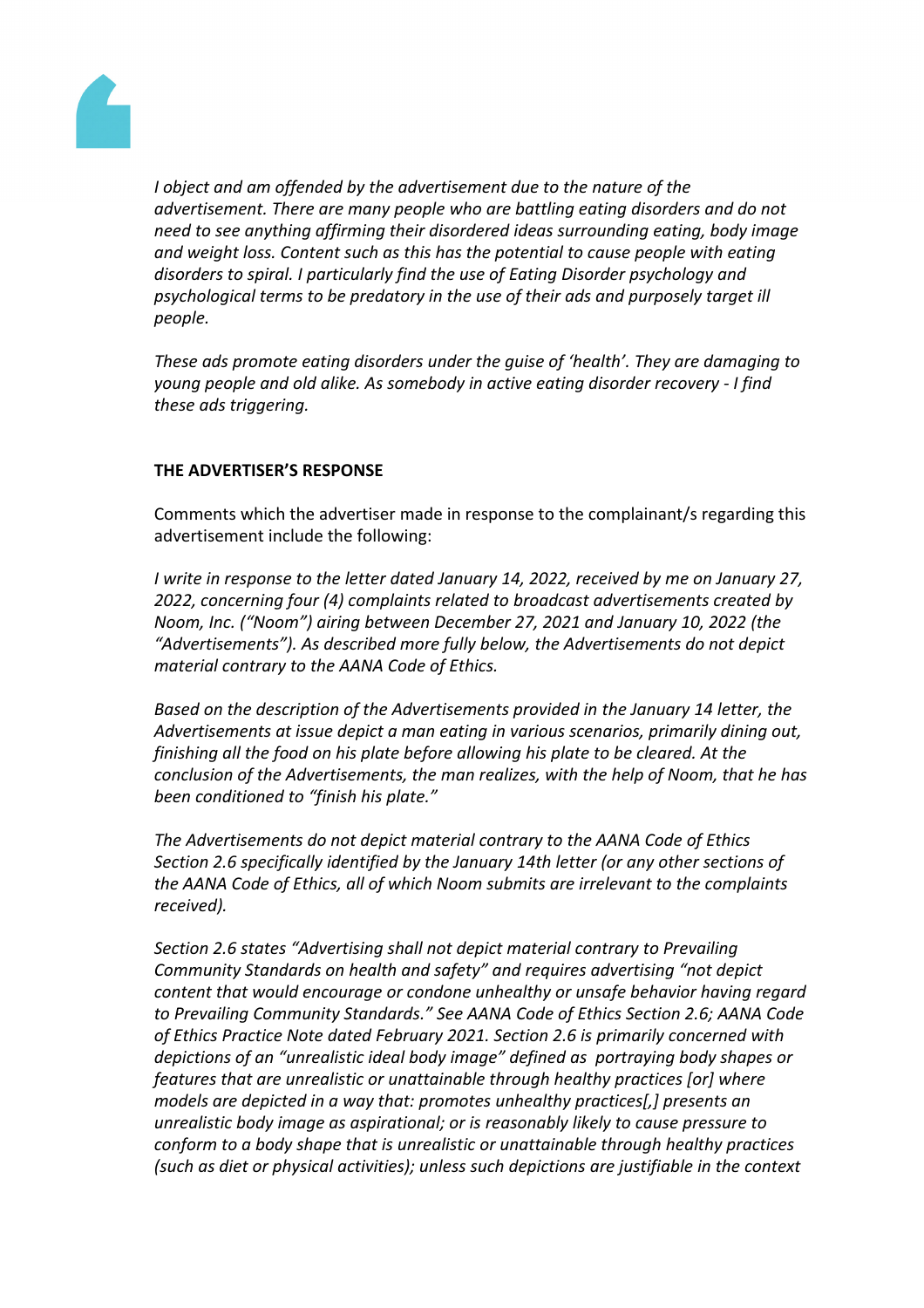*I object and am offended by the advertisement due to the nature of the advertisement. There are many people who are battling eating disorders and do not need to see anything affirming their disordered ideas surrounding eating, body image and weight loss. Content such as this has the potential to cause people with eating disorders to spiral. I particularly find the use of Eating Disorder psychology and psychological terms to be predatory in the use of their ads and purposely target ill people.*

*These ads promote eating disorders under the guise of 'health'. They are damaging to young people and old alike. As somebody in active eating disorder recovery - I find these ads triggering.*

**THE ADVERTISER'S RESPONSE**

Comments which the advertiser made in response to the complainant/s regarding this advertisement include the following:

*I write in response to the letter dated January 14, 2022, received by me on January 27, 2022, concerning four (4) complaints related to broadcast advertisements created by Noom, Inc. ("Noom") airing between December 27, 2021 and January 10, 2022 (the "Advertisements"). As described more fully below, the Advertisements do not depict material contrary to the AANA Code of Ethics.*

*Based on the description of the Advertisements provided in the January 14 letter, the Advertisements at issue depict a man eating in various scenarios, primarily dining out, finishing all the food on his plate before allowing his plate to be cleared. At the conclusion of the Advertisements, the man realizes, with the help of Noom, that he has been conditioned to "finish his plate."*

*The Advertisements do not depict material contrary to the AANA Code of Ethics Section 2.6 specifically identified by the January 14th letter (or any other sections of the AANA Code of Ethics, all of which Noom submits are irrelevant to the complaints received).*

*Section 2.6 states "Advertising shall not depict material contrary to Prevailing Community Standards on health and safety" and requires advertising "not depict content that would encourage or condone unhealthy or unsafe behavior having regard to Prevailing Community Standards." See AANA Code of Ethics Section 2.6; AANA Code of Ethics Practice Note dated February 2021. Section 2.6 is primarily concerned with depictions of an "unrealistic ideal body image" defined as portraying body shapes or features that are unrealistic or unattainable through healthy practices [or] where models are depicted in a way that: promotes unhealthy practices[,] presents an unrealistic body image as aspirational; or is reasonably likely to cause pressure to conform to a body shape that is unrealistic or unattainable through healthy practices (such as diet or physical activities); unless such depictions are justifiable in the context*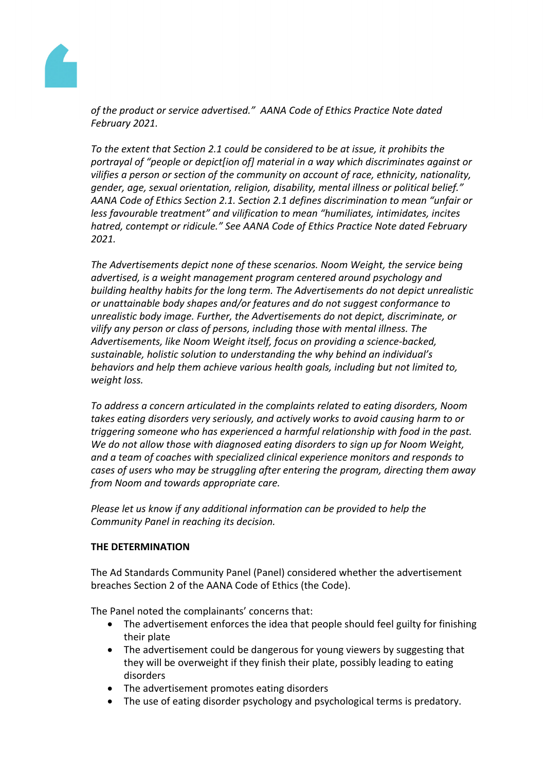*of the product or service advertised." AANA Code of Ethics Practice Note dated February 2021.*

*To the extent that Section 2.1 could be considered to be at issue, it prohibits the portrayal of "people or depict[ion of] material in a way which discriminates against or vilifies a person or section of the community on account of race, ethnicity, nationality, gender, age, sexual orientation, religion, disability, mental illness or political belief." AANA Code of Ethics Section 2.1. Section 2.1 defines discrimination to mean "unfair or less favourable treatment" and vilification to mean "humiliates, intimidates, incites hatred, contempt or ridicule." See AANA Code of Ethics Practice Note dated February 2021.*

*The Advertisements depict none of these scenarios. Noom Weight, the service being advertised, is a weight management program centered around psychology and building healthy habits for the long term. The Advertisements do not depict unrealistic or unattainable body shapes and/or features and do not suggest conformance to unrealistic body image. Further, the Advertisements do not depict, discriminate, or vilify any person or class of persons, including those with mental illness. The Advertisements, like Noom Weight itself, focus on providing a science-backed, sustainable, holistic solution to understanding the why behind an individual's behaviors and help them achieve various health goals, including but not limited to, weight loss.*

*To address a concern articulated in the complaints related to eating disorders, Noom takes eating disorders very seriously, and actively works to avoid causing harm to or triggering someone who has experienced a harmful relationship with food in the past. We do not allow those with diagnosed eating disorders to sign up for Noom Weight, and a team of coaches with specialized clinical experience monitors and responds to cases of users who may be struggling after entering the program, directing them away from Noom and towards appropriate care.*

*Please let us know if any additional information can be provided to help the Community Panel in reaching its decision.*

**THE DETERMINATION**

The Ad Standards Community Panel (Panel) considered whether the advertisement breaches Section 2 of the AANA Code of Ethics (the Code).

The Panel noted the complainants' concerns that:

- The advertisement enforces the idea that people should feel guilty for finishing their plate
- The advertisement could be dangerous for young viewers by suggesting that they will be overweight if they finish their plate, possibly leading to eating disorders
- The advertisement promotes eating disorders
- The use of eating disorder psychology and psychological terms is predatory.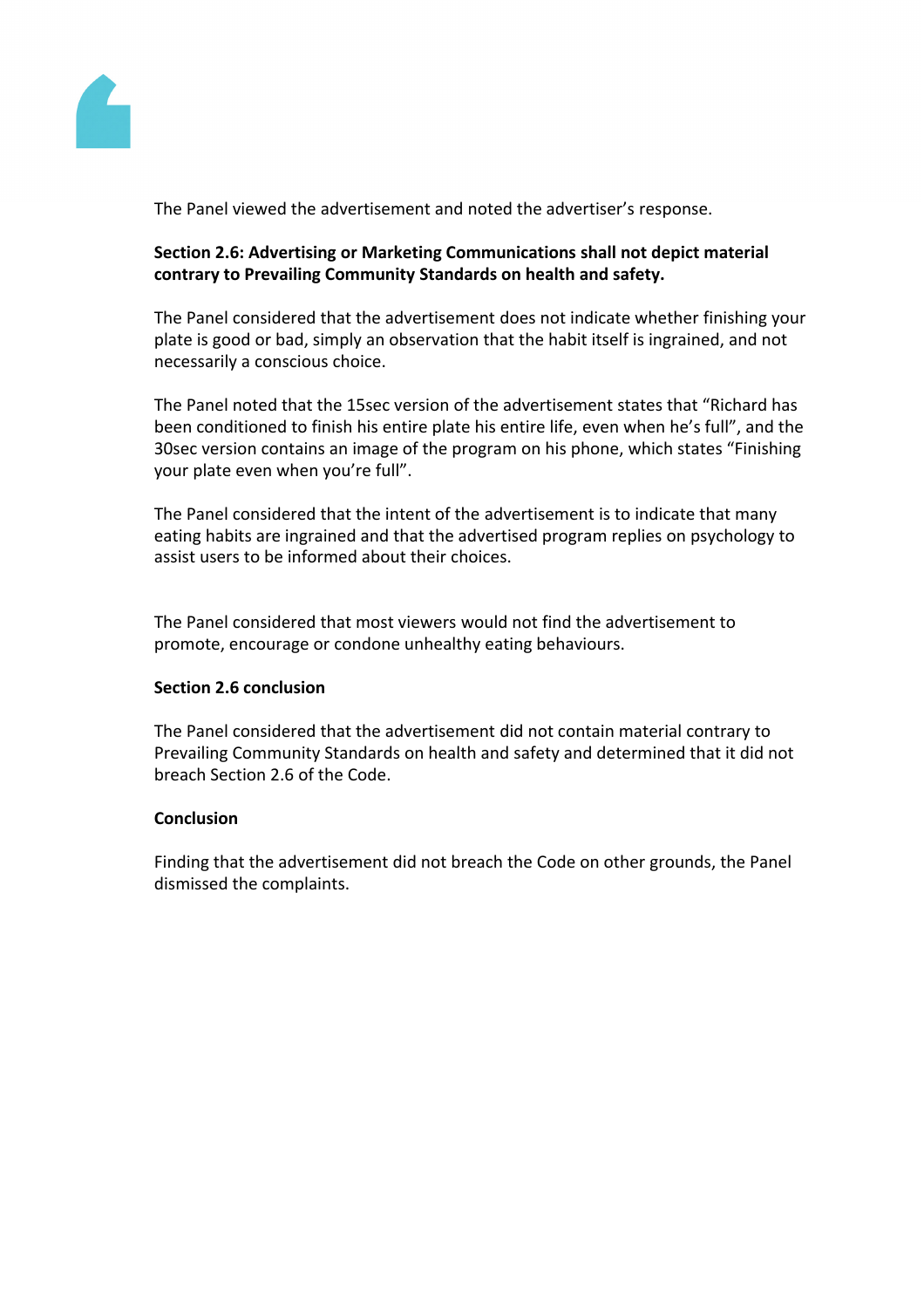The Panel viewed the advertisement and noted the advertiser's response.

**Section 2.6: Advertising or Marketing Communications shall not depict material contrary to Prevailing Community Standards on health and safety.**

The Panel considered that the advertisement does not indicate whether finishing your plate is good or bad, simply an observation that the habit itself is ingrained, and not necessarily a conscious choice.

The Panel noted that the 15sec version of the advertisement states that "Richard has been conditioned to finish his entire plate his entire life, even when he's full", and the 30sec version contains an image of the program on his phone, which states "Finishing your plate even when you're full".

The Panel considered that the intent of the advertisement is to indicate that many eating habits are ingrained and that the advertised program replies on psychology to assist users to be informed about their choices.

The Panel considered that most viewers would not find the advertisement to promote, encourage or condone unhealthy eating behaviours.

**Section 2.6 conclusion**

The Panel considered that the advertisement did not contain material contrary to Prevailing Community Standards on health and safety and determined that it did not breach Section 2.6 of the Code.

**Conclusion**

Finding that the advertisement did not breach the Code on other grounds, the Panel dismissed the complaints.